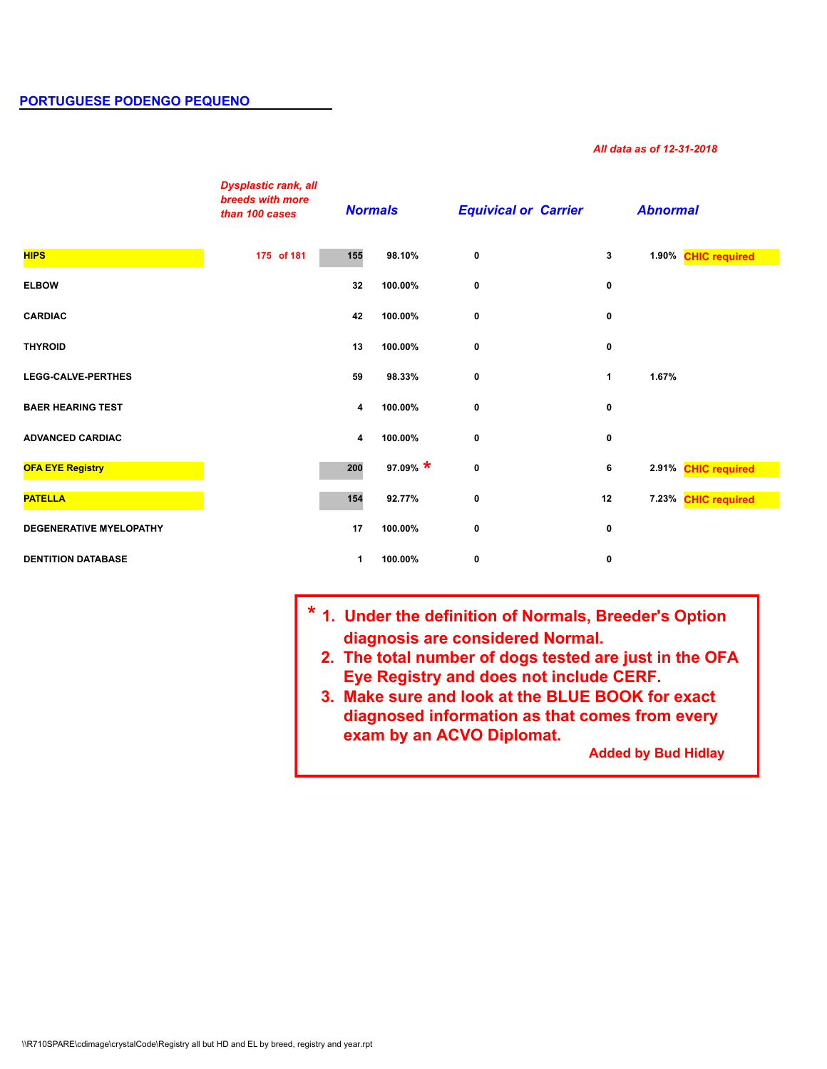## PORTUGUESE PODENGO PEQUENO

*All data as of 12-31-2018*

| | Dysplastic rank, all breeds with more than 100 cases | Normals | | Equivical or Carrier | Abnormal | | |
|---|---|---|---|---|---|---|---|
| **HIPS** | 175 of 181 | 155 | 98.10% | 0 | 3 | 1.90% | CHIC required |
| **ELBOW** | | 32 | 100.00% | 0 | 0 | | |
| **CARDIAC** | | 42 | 100.00% | 0 | 0 | | |
| **THYROID** | | 13 | 100.00% | 0 | 0 | | |
| **LEGG-CALVE-PERTHES** | | 59 | 98.33% | 0 | 1 | 1.67% | |
| **BAER HEARING TEST** | | 4 | 100.00% | 0 | 0 | | |
| **ADVANCED CARDIAC** | | 4 | 100.00% | 0 | 0 | | |
| **OFA EYE Registry** | | 200 | 97.09% * | 0 | 6 | 2.91% | CHIC required |
| **PATELLA** | | 154 | 92.77% | 0 | 12 | 7.23% | CHIC required |
| **DEGENERATIVE MYELOPATHY** | | 17 | 100.00% | 0 | 0 | | |
| **DENTITION DATABASE** | | 1 | 100.00% | 0 | 0 | | |

\* 1. Under the definition of Normals, Breeder's Option diagnosis are considered Normal.
2. The total number of dogs tested are just in the OFA Eye Registry and does not include CERF.
3. Make sure and look at the BLUE BOOK for exact diagnosed information as that comes from every exam by an ACVO Diplomat.

Added by Bud Hidlay

\\R710SPARE\cdimage\crystalCode\Registry all but HD and EL by breed, registry and year.rpt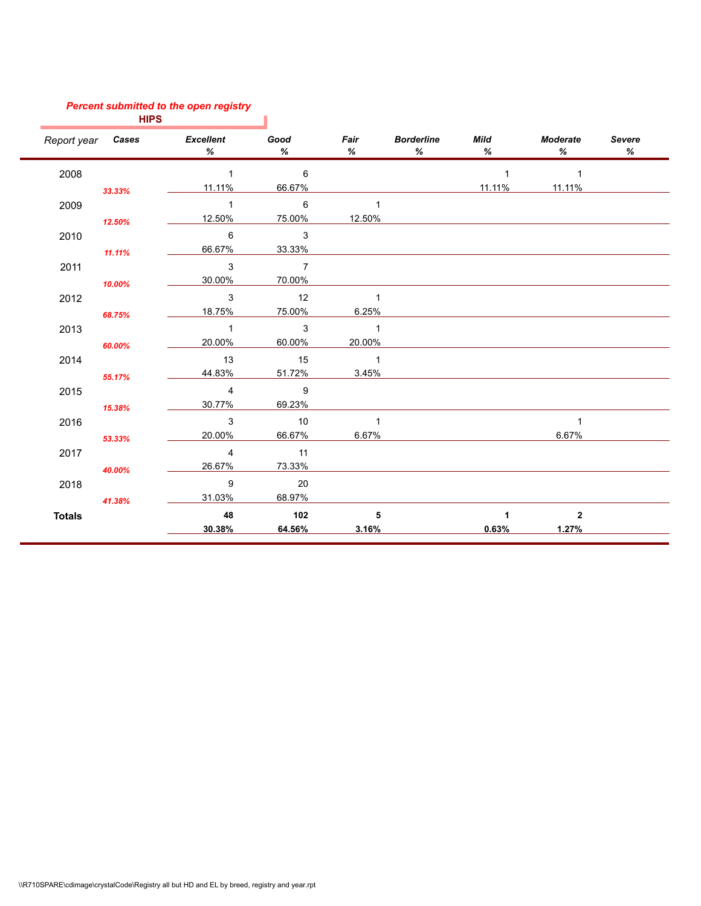*Percent submitted to the open registry*

**HIPS**

| Report year | Cases | Excellent % | Good % | Fair % | Borderline % | Mild % | Moderate % | Severe % |
|---|---|---|---|---|---|---|---|---|
| 2008 | *33.33%* | 1<br>11.11% | 6<br>66.67% | | | 1<br>11.11% | 1<br>11.11% | |
| 2009 | *12.50%* | 1<br>12.50% | 6<br>75.00% | 1<br>12.50% | | | | |
| 2010 | *11.11%* | 6<br>66.67% | 3<br>33.33% | | | | | |
| 2011 | *10.00%* | 3<br>30.00% | 7<br>70.00% | | | | | |
| 2012 | *68.75%* | 3<br>18.75% | 12<br>75.00% | 1<br>6.25% | | | | |
| 2013 | *60.00%* | 1<br>20.00% | 3<br>60.00% | 1<br>20.00% | | | | |
| 2014 | *55.17%* | 13<br>44.83% | 15<br>51.72% | 1<br>3.45% | | | | |
| 2015 | *15.38%* | 4<br>30.77% | 9<br>69.23% | | | | | |
| 2016 | *53.33%* | 3<br>20.00% | 10<br>66.67% | 1<br>6.67% | | | 1<br>6.67% | |
| 2017 | *40.00%* | 4<br>26.67% | 11<br>73.33% | | | | | |
| 2018 | *41.38%* | 9<br>31.03% | 20<br>68.97% | | | | | |
| **Totals** | | **48**<br>**30.38%** | **102**<br>**64.56%** | **5**<br>**3.16%** | | **1**<br>**0.63%** | **2**<br>**1.27%** | |

\\R710SPARE\cdimage\crystalCode\Registry all but HD and EL by breed, registry and year.rpt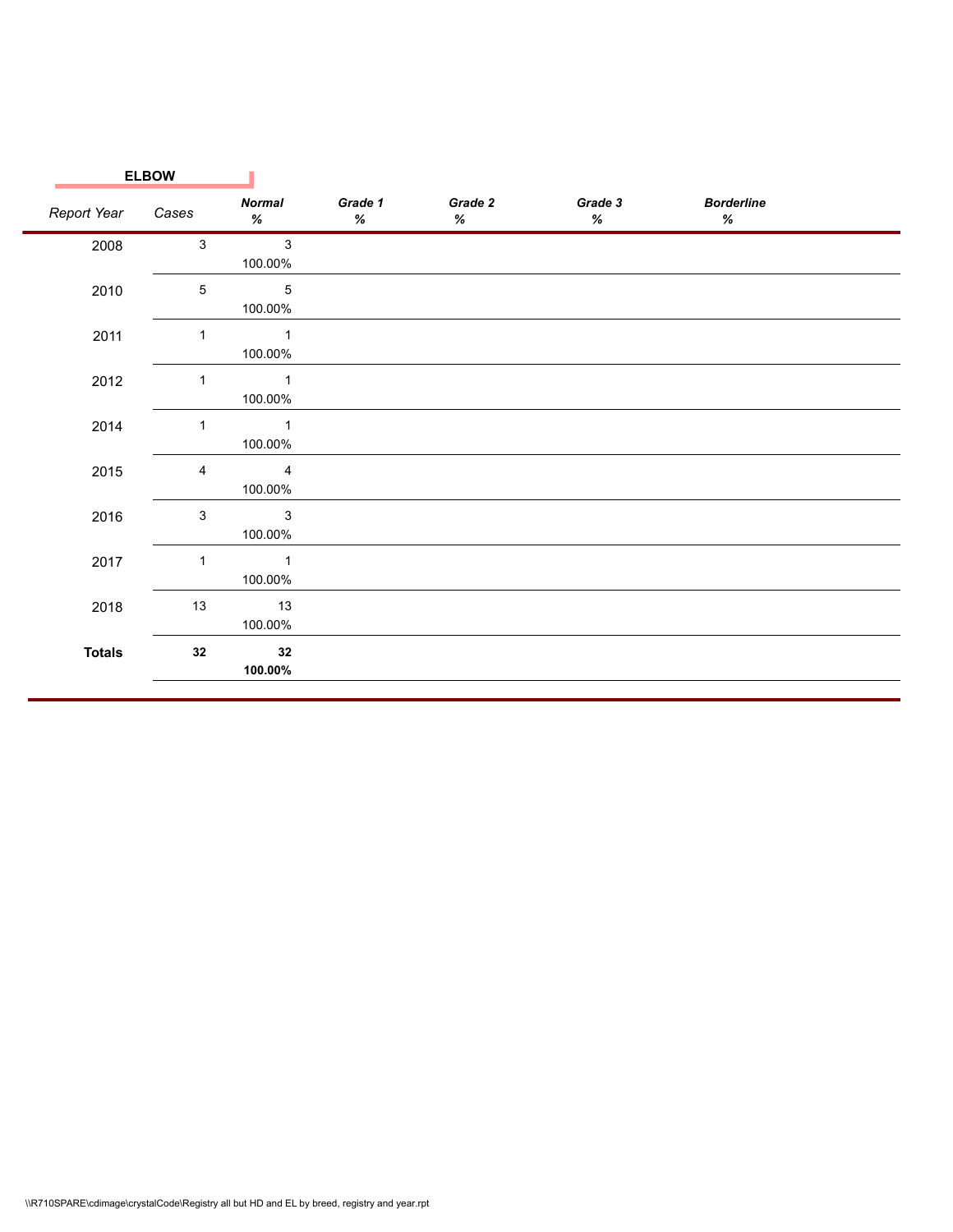**ELBOW**

| Report Year | Cases | Normal % | Grade 1 % | Grade 2 % | Grade 3 % | Borderline % |
|---|---|---|---|---|---|---|
| 2008 | 3 | 3 100.00% | | | | |
| 2010 | 5 | 5 100.00% | | | | |
| 2011 | 1 | 1 100.00% | | | | |
| 2012 | 1 | 1 100.00% | | | | |
| 2014 | 1 | 1 100.00% | | | | |
| 2015 | 4 | 4 100.00% | | | | |
| 2016 | 3 | 3 100.00% | | | | |
| 2017 | 1 | 1 100.00% | | | | |
| 2018 | 13 | 13 100.00% | | | | |
| **Totals** | **32** | **32 100.00%** | | | | |

\\R710SPARE\cdimage\crystalCode\Registry all but HD and EL by breed, registry and year.rpt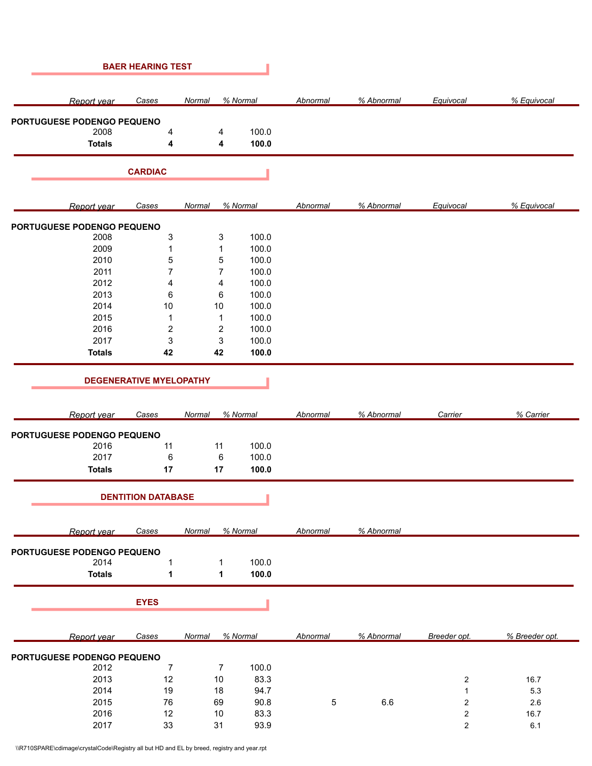## BAER HEARING TEST

| Report year | Cases | Normal | % Normal | Abnormal | % Abnormal | Equivocal | % Equivocal |
|---|---|---|---|---|---|---|---|
| **PORTUGUESE PODENGO PEQUENO** | | | | | | | |
| 2008 | 4 | 4 | 100.0 | | | | |
| **Totals** | **4** | **4** | **100.0** | | | | |

## CARDIAC

| Report year | Cases | Normal | % Normal | Abnormal | % Abnormal | Equivocal | % Equivocal |
|---|---|---|---|---|---|---|---|
| **PORTUGUESE PODENGO PEQUENO** | | | | | | | |
| 2008 | 3 | 3 | 100.0 | | | | |
| 2009 | 1 | 1 | 100.0 | | | | |
| 2010 | 5 | 5 | 100.0 | | | | |
| 2011 | 7 | 7 | 100.0 | | | | |
| 2012 | 4 | 4 | 100.0 | | | | |
| 2013 | 6 | 6 | 100.0 | | | | |
| 2014 | 10 | 10 | 100.0 | | | | |
| 2015 | 1 | 1 | 100.0 | | | | |
| 2016 | 2 | 2 | 100.0 | | | | |
| 2017 | 3 | 3 | 100.0 | | | | |
| **Totals** | **42** | **42** | **100.0** | | | | |

## DEGENERATIVE MYELOPATHY

| Report year | Cases | Normal | % Normal | Abnormal | % Abnormal | Carrier | % Carrier |
|---|---|---|---|---|---|---|---|
| **PORTUGUESE PODENGO PEQUENO** | | | | | | | |
| 2016 | 11 | 11 | 100.0 | | | | |
| 2017 | 6 | 6 | 100.0 | | | | |
| **Totals** | **17** | **17** | **100.0** | | | | |

## DENTITION DATABASE

| Report year | Cases | Normal | % Normal | Abnormal | % Abnormal |
|---|---|---|---|---|---|
| **PORTUGUESE PODENGO PEQUENO** | | | | | |
| 2014 | 1 | 1 | 100.0 | | |
| **Totals** | **1** | **1** | **100.0** | | |

## EYES

| Report year | Cases | Normal | % Normal | Abnormal | % Abnormal | Breeder opt. | % Breeder opt. |
|---|---|---|---|---|---|---|---|
| **PORTUGUESE PODENGO PEQUENO** | | | | | | | |
| 2012 | 7 | 7 | 100.0 | | | | |
| 2013 | 12 | 10 | 83.3 | | | 2 | 16.7 |
| 2014 | 19 | 18 | 94.7 | | | 1 | 5.3 |
| 2015 | 76 | 69 | 90.8 | 5 | 6.6 | 2 | 2.6 |
| 2016 | 12 | 10 | 83.3 | | | 2 | 16.7 |
| 2017 | 33 | 31 | 93.9 | | | 2 | 6.1 |

\\R710SPARE\cdimage\crystalCode\Registry all but HD and EL by breed, registry and year.rpt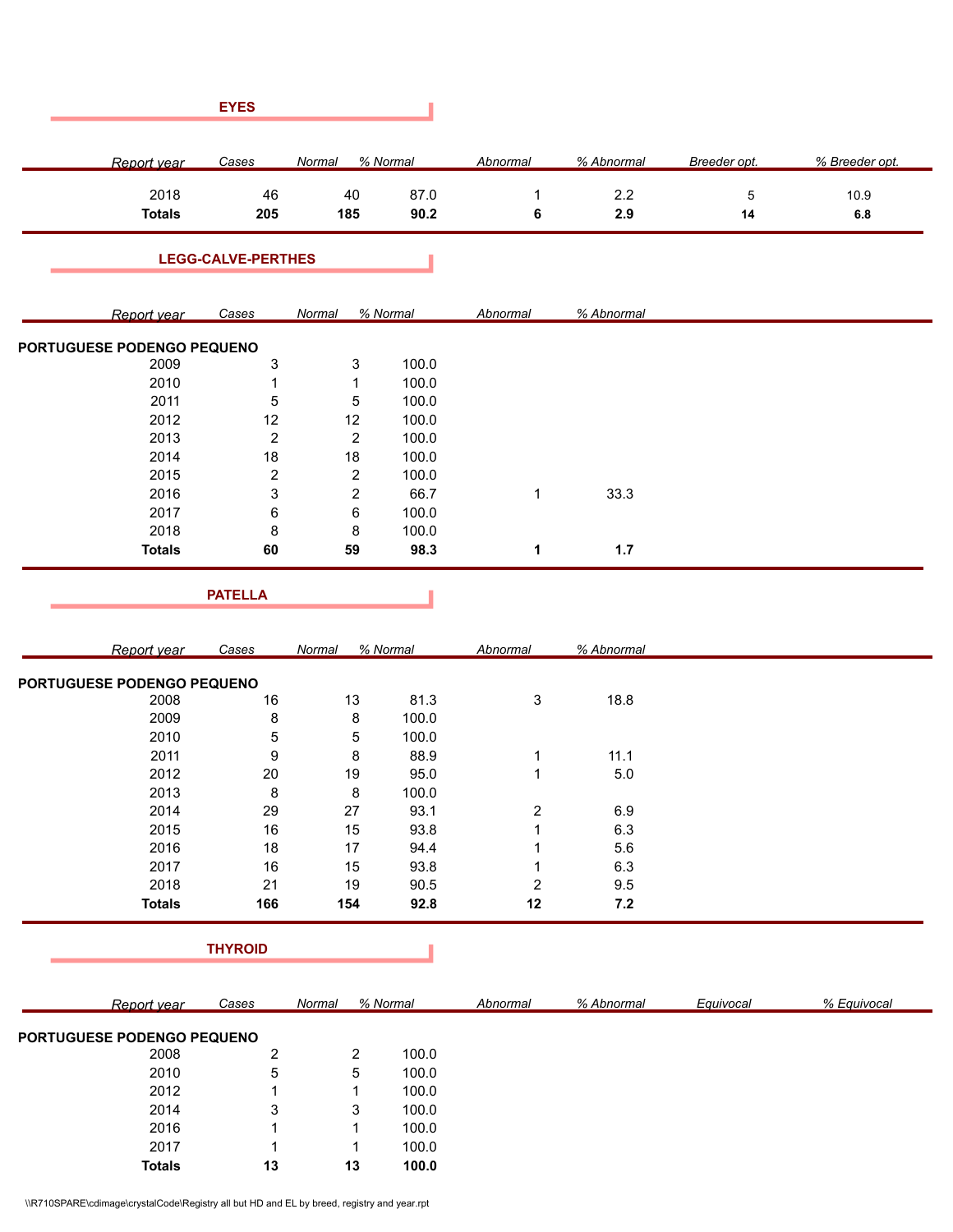## EYES

| Report year | Cases | Normal | % Normal | Abnormal | % Abnormal | Breeder opt. | % Breeder opt. |
|---|---|---|---|---|---|---|---|
| 2018 | 46 | 40 | 87.0 | 1 | 2.2 | 5 | 10.9 |
| **Totals** | **205** | **185** | **90.2** | **6** | **2.9** | **14** | **6.8** |

## LEGG-CALVE-PERTHES

| Report year | Cases | Normal | % Normal | Abnormal | % Abnormal |
|---|---|---|---|---|---|
| **PORTUGUESE PODENGO PEQUENO** | | | | | |
| 2009 | 3 | 3 | 100.0 | | |
| 2010 | 1 | 1 | 100.0 | | |
| 2011 | 5 | 5 | 100.0 | | |
| 2012 | 12 | 12 | 100.0 | | |
| 2013 | 2 | 2 | 100.0 | | |
| 2014 | 18 | 18 | 100.0 | | |
| 2015 | 2 | 2 | 100.0 | | |
| 2016 | 3 | 2 | 66.7 | 1 | 33.3 |
| 2017 | 6 | 6 | 100.0 | | |
| 2018 | 8 | 8 | 100.0 | | |
| **Totals** | **60** | **59** | **98.3** | **1** | **1.7** |

## PATELLA

| Report year | Cases | Normal | % Normal | Abnormal | % Abnormal |
|---|---|---|---|---|---|
| **PORTUGUESE PODENGO PEQUENO** | | | | | |
| 2008 | 16 | 13 | 81.3 | 3 | 18.8 |
| 2009 | 8 | 8 | 100.0 | | |
| 2010 | 5 | 5 | 100.0 | | |
| 2011 | 9 | 8 | 88.9 | 1 | 11.1 |
| 2012 | 20 | 19 | 95.0 | 1 | 5.0 |
| 2013 | 8 | 8 | 100.0 | | |
| 2014 | 29 | 27 | 93.1 | 2 | 6.9 |
| 2015 | 16 | 15 | 93.8 | 1 | 6.3 |
| 2016 | 18 | 17 | 94.4 | 1 | 5.6 |
| 2017 | 16 | 15 | 93.8 | 1 | 6.3 |
| 2018 | 21 | 19 | 90.5 | 2 | 9.5 |
| **Totals** | **166** | **154** | **92.8** | **12** | **7.2** |

## THYROID

| Report year | Cases | Normal | % Normal | Abnormal | % Abnormal | Equivocal | % Equivocal |
|---|---|---|---|---|---|---|---|
| **PORTUGUESE PODENGO PEQUENO** | | | | | | | |
| 2008 | 2 | 2 | 100.0 | | | | |
| 2010 | 5 | 5 | 100.0 | | | | |
| 2012 | 1 | 1 | 100.0 | | | | |
| 2014 | 3 | 3 | 100.0 | | | | |
| 2016 | 1 | 1 | 100.0 | | | | |
| 2017 | 1 | 1 | 100.0 | | | | |
| **Totals** | **13** | **13** | **100.0** | | | | |